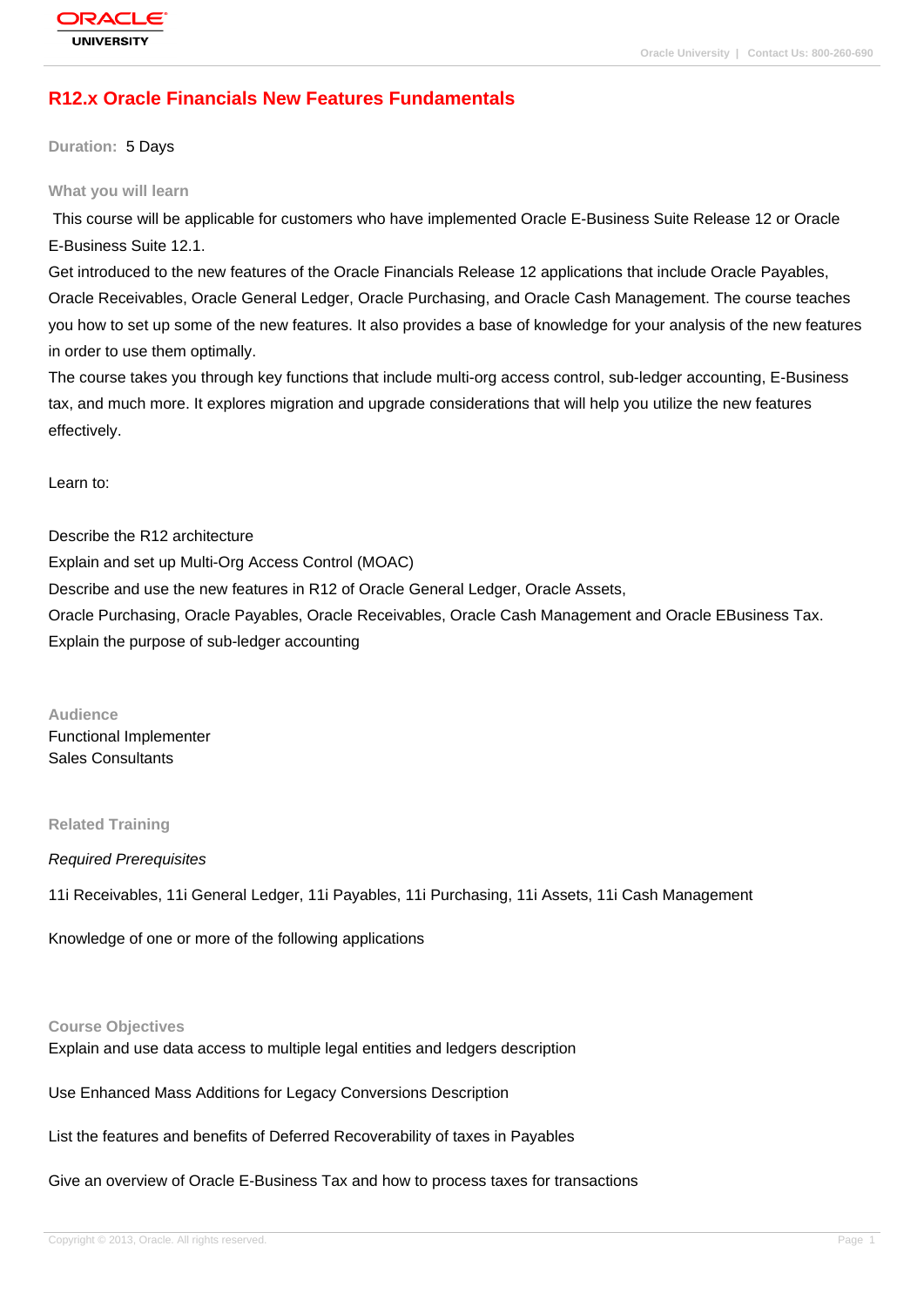# R12.x Oracle Financials New Features Fundamentals

**Duration:** 5 Days

## What you will learn

This course will be applicable for customers who have implemented Oracle E-Business Suite Release 12 or Oracle E-Business Suite 12.1.

Get introduced to the new features of the Oracle Financials Release 12 applications that include Oracle Payables, Oracle Receivables, Oracle General Ledger, Oracle Purchasing, and Oracle Cash Management. The course teaches you how to set up some of the new features. It also provides a base of knowledge for your analysis of the new features in order to use them optimally.

The course takes you through key functions that include multi-org access control, sub-ledger accounting, E-Business tax, and much more. It explores migration and upgrade considerations that will help you utilize the new features effectively.

Learn to:

Describe the R12 architecture

Explain and set up Multi-Org Access Control (MOAC)

Describe and use the new features in R12 of Oracle General Ledger, Oracle Assets, Oracle Purchasing, Oracle Payables, Oracle Receivables, Oracle Cash Management and Oracle EBusiness Tax.

Explain the purpose of sub-ledger accounting

## Audience

Functional Implementer

Sales Consultants

## Related Training

*Required Prerequisites*

11i Receivables, 11i General Ledger, 11i Payables, 11i Purchasing, 11i Assets, 11i Cash Management

Knowledge of one or more of the following applications

## Course Objectives

Explain and use data access to multiple legal entities and ledgers description

Use Enhanced Mass Additions for Legacy Conversions Description

List the features and benefits of Deferred Recoverability of taxes in Payables

Give an overview of Oracle E-Business Tax and how to process taxes for transactions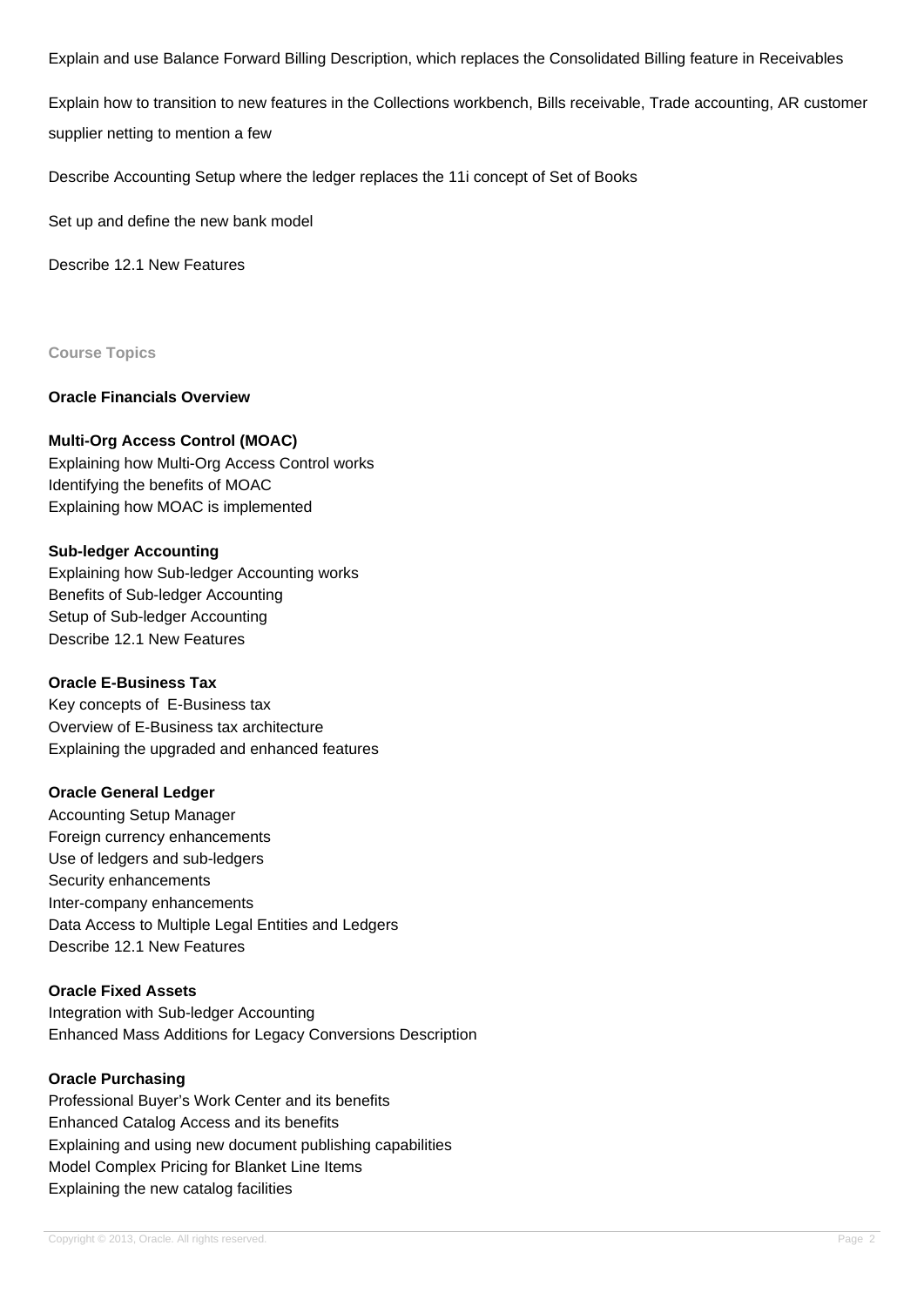Explain and use Balance Forward Billing Description, which replaces the Consolidated Billing feature in Receivables

Explain how to transition to new features in the Collections workbench, Bills receivable, Trade accounting, AR customer supplier netting to mention a few

Describe Accounting Setup where the ledger replaces the 11i concept of Set of Books

Set up and define the new bank model

Describe 12.1 New Features

## Course Topics

**Oracle Financials Overview**

**Multi-Org Access Control (MOAC)**
Explaining how Multi-Org Access Control works
Identifying the benefits of MOAC
Explaining how MOAC is implemented

**Sub-ledger Accounting**
Explaining how Sub-ledger Accounting works
Benefits of Sub-ledger Accounting
Setup of Sub-ledger Accounting
Describe 12.1 New Features

**Oracle E-Business Tax**
Key concepts of E-Business tax
Overview of E-Business tax architecture
Explaining the upgraded and enhanced features

**Oracle General Ledger**
Accounting Setup Manager
Foreign currency enhancements
Use of ledgers and sub-ledgers
Security enhancements
Inter-company enhancements
Data Access to Multiple Legal Entities and Ledgers
Describe 12.1 New Features

**Oracle Fixed Assets**
Integration with Sub-ledger Accounting
Enhanced Mass Additions for Legacy Conversions Description

**Oracle Purchasing**
Professional Buyer's Work Center and its benefits
Enhanced Catalog Access and its benefits
Explaining and using new document publishing capabilities
Model Complex Pricing for Blanket Line Items
Explaining the new catalog facilities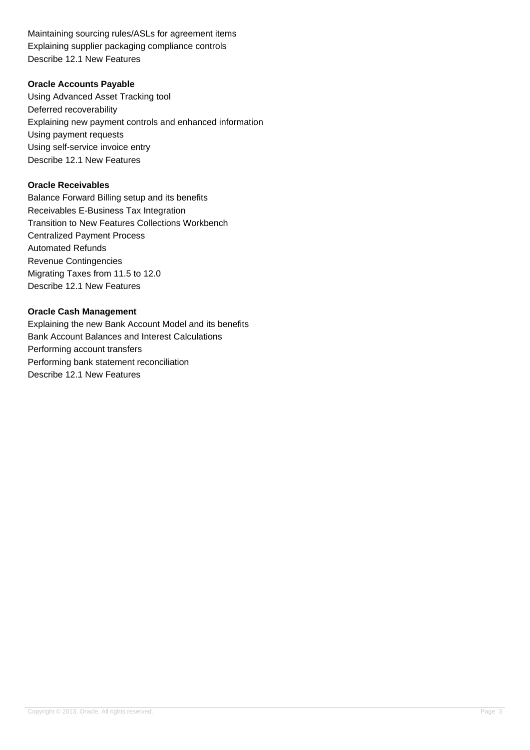Maintaining sourcing rules/ASLs for agreement items
Explaining supplier packaging compliance controls
Describe 12.1 New Features

**Oracle Accounts Payable**

Using Advanced Asset Tracking tool
Deferred recoverability
Explaining new payment controls and enhanced information
Using payment requests
Using self-service invoice entry
Describe 12.1 New Features

**Oracle Receivables**

Balance Forward Billing setup and its benefits
Receivables E-Business Tax Integration
Transition to New Features Collections Workbench
Centralized Payment Process
Automated Refunds
Revenue Contingencies
Migrating Taxes from 11.5 to 12.0
Describe 12.1 New Features

**Oracle Cash Management**

Explaining the new Bank Account Model and its benefits
Bank Account Balances and Interest Calculations
Performing account transfers
Performing bank statement reconciliation
Describe 12.1 New Features